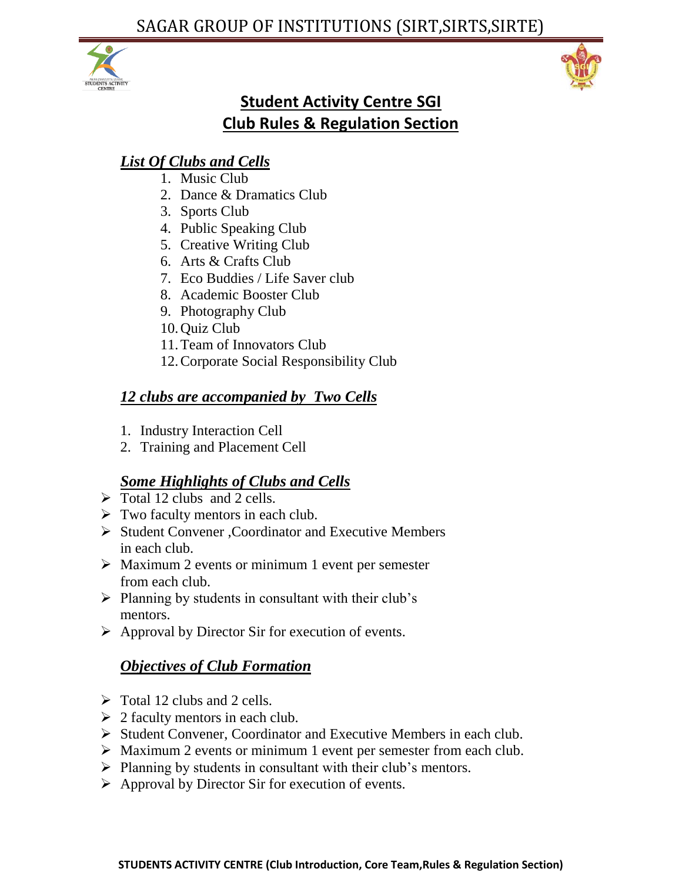# Student Activity Centre SGI

## Club Rules & Regulation Section

### *List Of Clubs and Cells*

1. Music Club
2. Dance & Dramatics Club
3. Sports Club
4. Public Speaking Club
5. Creative Writing Club
6. Arts & Crafts Club
7. Eco Buddies / Life Saver club
8. Academic Booster Club
9. Photography Club
10. Quiz Club
11. Team of Innovators Club
12. Corporate Social Responsibility Club

### *12 clubs are accompanied by Two Cells*

1. Industry Interaction Cell
2. Training and Placement Cell

### *Some Highlights of Clubs and Cells*

- Total 12 clubs and 2 cells.
- Two faculty mentors in each club.
- Student Convener ,Coordinator and Executive Members in each club.
- Maximum 2 events or minimum 1 event per semester from each club.
- Planning by students in consultant with their club's mentors.
- Approval by Director Sir for execution of events.

### *Objectives of Club Formation*

- Total 12 clubs and 2 cells.
- 2 faculty mentors in each club.
- Student Convener, Coordinator and Executive Members in each club.
- Maximum 2 events or minimum 1 event per semester from each club.
- Planning by students in consultant with their club's mentors.
- Approval by Director Sir for execution of events.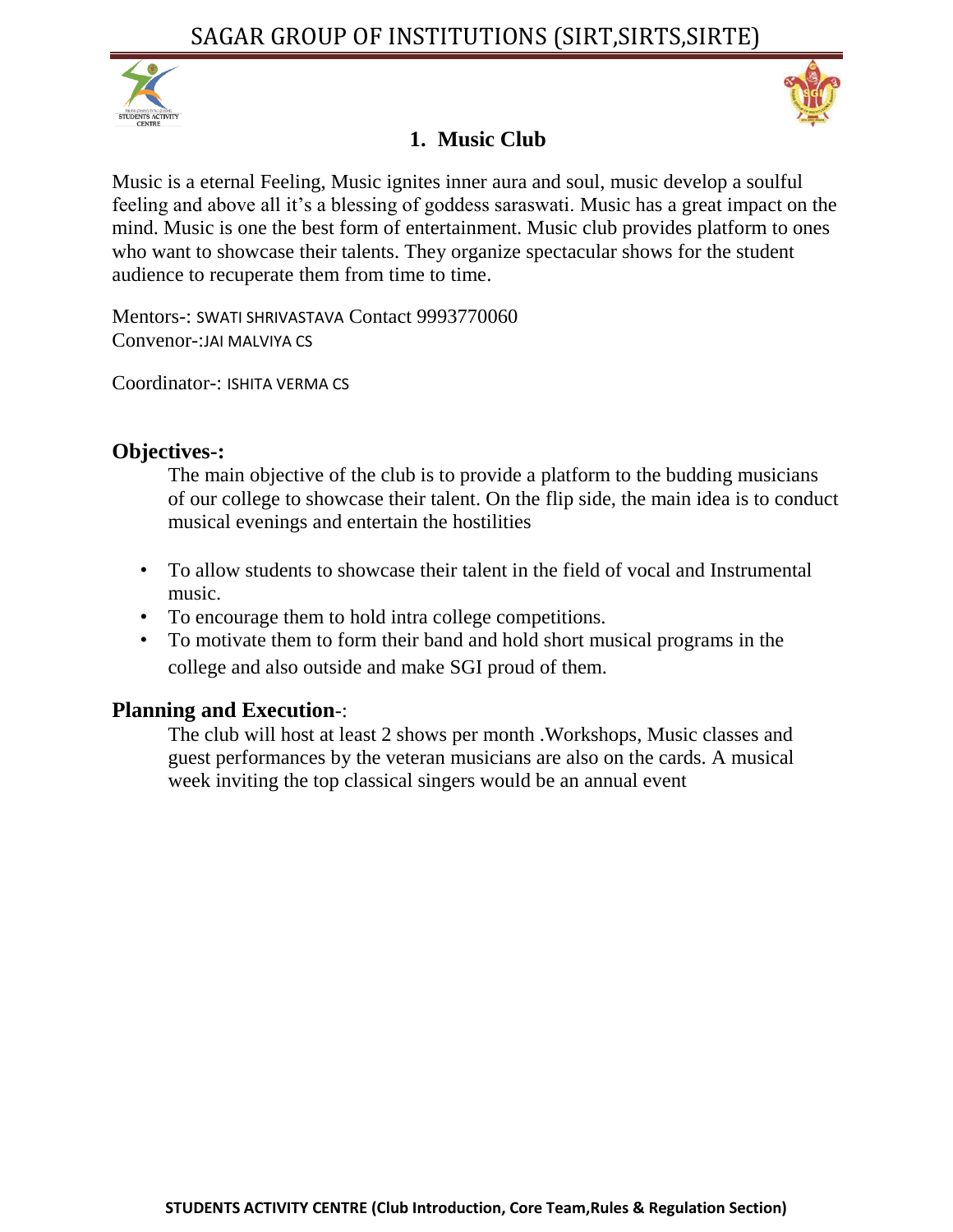# 1. Music Club

Music is a eternal Feeling, Music ignites inner aura and soul, music develop a soulful feeling and above all it's a blessing of goddess saraswati. Music has a great impact on the mind. Music is one the best form of entertainment. Music club provides platform to ones who want to showcase their talents. They organize spectacular shows for the student audience to recuperate them from time to time.

Mentors-: SWATI SHRIVASTAVA Contact 9993770060
Convenor-:JAI MALVIYA CS

Coordinator-: ISHITA VERMA CS

## Objectives-:

The main objective of the club is to provide a platform to the budding musicians of our college to showcase their talent. On the flip side, the main idea is to conduct musical evenings and entertain the hostilities

- To allow students to showcase their talent in the field of vocal and Instrumental music.
- To encourage them to hold intra college competitions.
- To motivate them to form their band and hold short musical programs in the college and also outside and make SGI proud of them.

## Planning and Execution-:

The club will host at least 2 shows per month .Workshops, Music classes and guest performances by the veteran musicians are also on the cards. A musical week inviting the top classical singers would be an annual event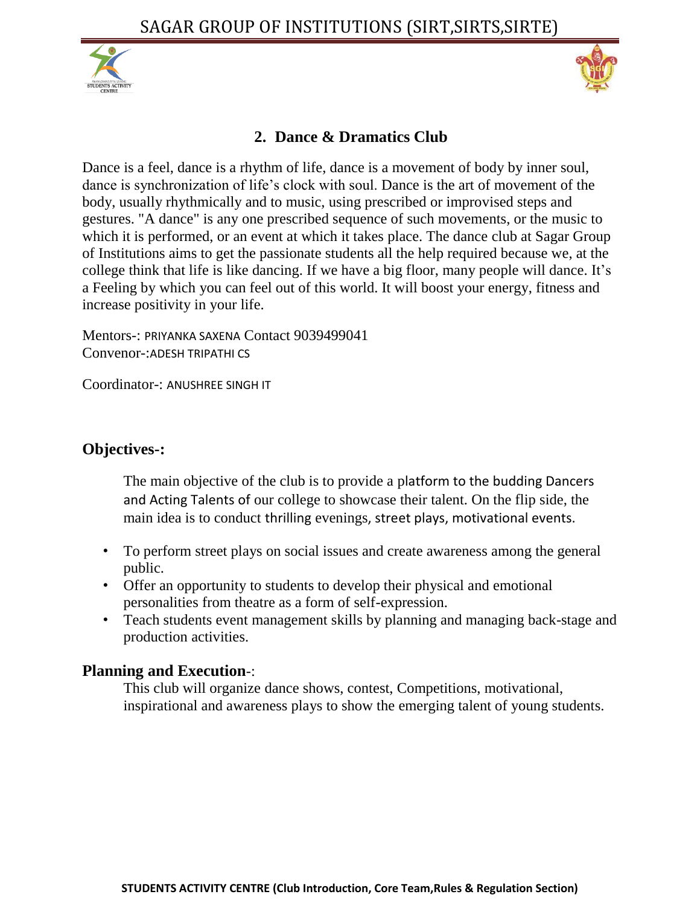## 2. Dance & Dramatics Club

Dance is a feel, dance is a rhythm of life, dance is a movement of body by inner soul, dance is synchronization of life's clock with soul. Dance is the art of movement of the body, usually rhythmically and to music, using prescribed or improvised steps and gestures. "A dance" is any one prescribed sequence of such movements, or the music to which it is performed, or an event at which it takes place. The dance club at Sagar Group of Institutions aims to get the passionate students all the help required because we, at the college think that life is like dancing. If we have a big floor, many people will dance. It's a Feeling by which you can feel out of this world. It will boost your energy, fitness and increase positivity in your life.

Mentors-: PRIYANKA SAXENA Contact 9039499041
Convenor-:ADESH TRIPATHI CS

Coordinator-: ANUSHREE SINGH IT

### Objectives-:

The main objective of the club is to provide a platform to the budding Dancers and Acting Talents of our college to showcase their talent. On the flip side, the main idea is to conduct thrilling evenings, street plays, motivational events.

- To perform street plays on social issues and create awareness among the general public.
- Offer an opportunity to students to develop their physical and emotional personalities from theatre as a form of self-expression.
- Teach students event management skills by planning and managing back-stage and production activities.

### Planning and Execution-:

This club will organize dance shows, contest, Competitions, motivational, inspirational and awareness plays to show the emerging talent of young students.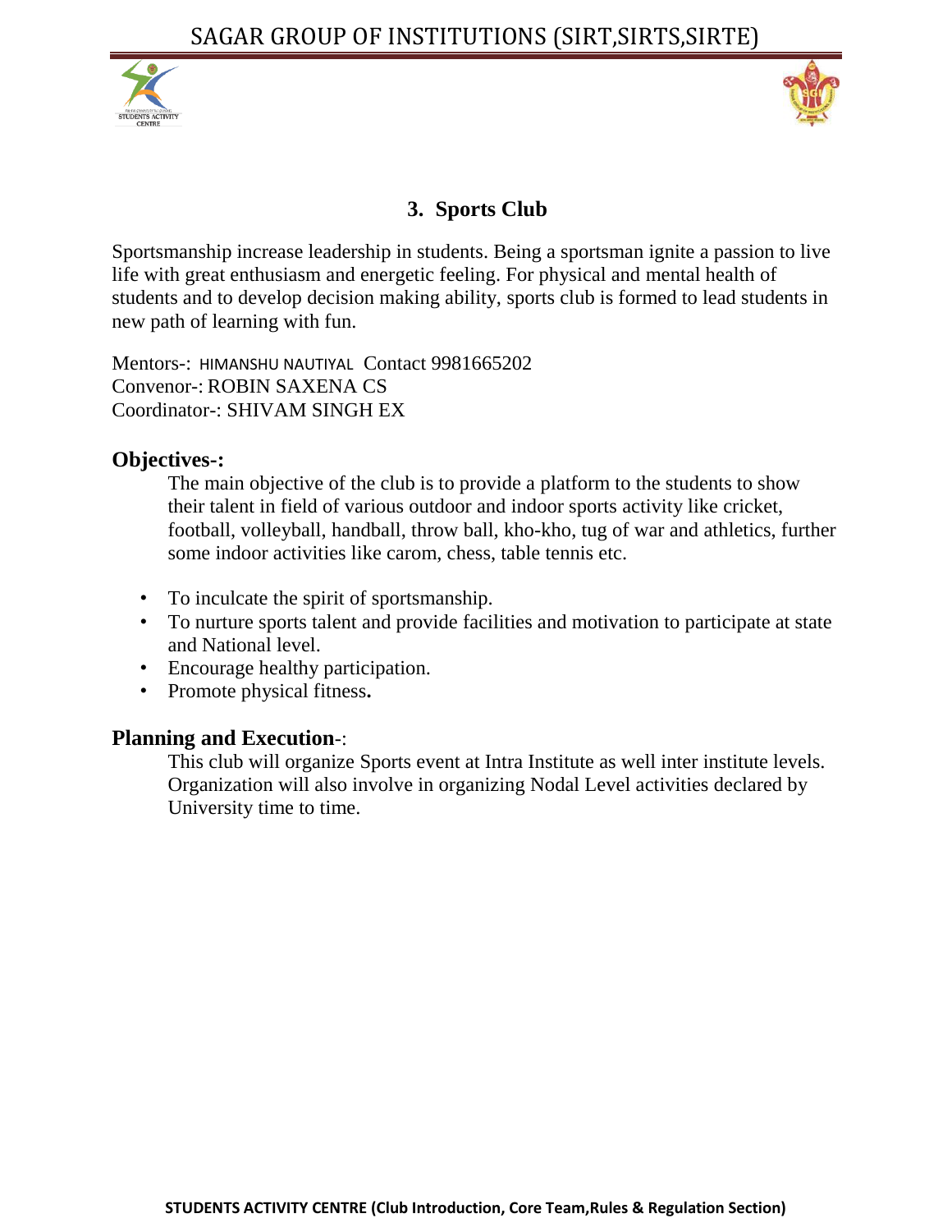## 3. Sports Club

Sportsmanship increase leadership in students. Being a sportsman ignite a passion to live life with great enthusiasm and energetic feeling. For physical and mental health of students and to develop decision making ability, sports club is formed to lead students in new path of learning with fun.

Mentors-: HIMANSHU NAUTIYAL Contact 9981665202
Convenor-: ROBIN SAXENA CS
Coordinator-: SHIVAM SINGH EX

### Objectives-:

The main objective of the club is to provide a platform to the students to show their talent in field of various outdoor and indoor sports activity like cricket, football, volleyball, handball, throw ball, kho-kho, tug of war and athletics, further some indoor activities like carom, chess, table tennis etc.

- To inculcate the spirit of sportsmanship.
- To nurture sports talent and provide facilities and motivation to participate at state and National level.
- Encourage healthy participation.
- Promote physical fitness**.**

### Planning and Execution-:

This club will organize Sports event at Intra Institute as well inter institute levels. Organization will also involve in organizing Nodal Level activities declared by University time to time.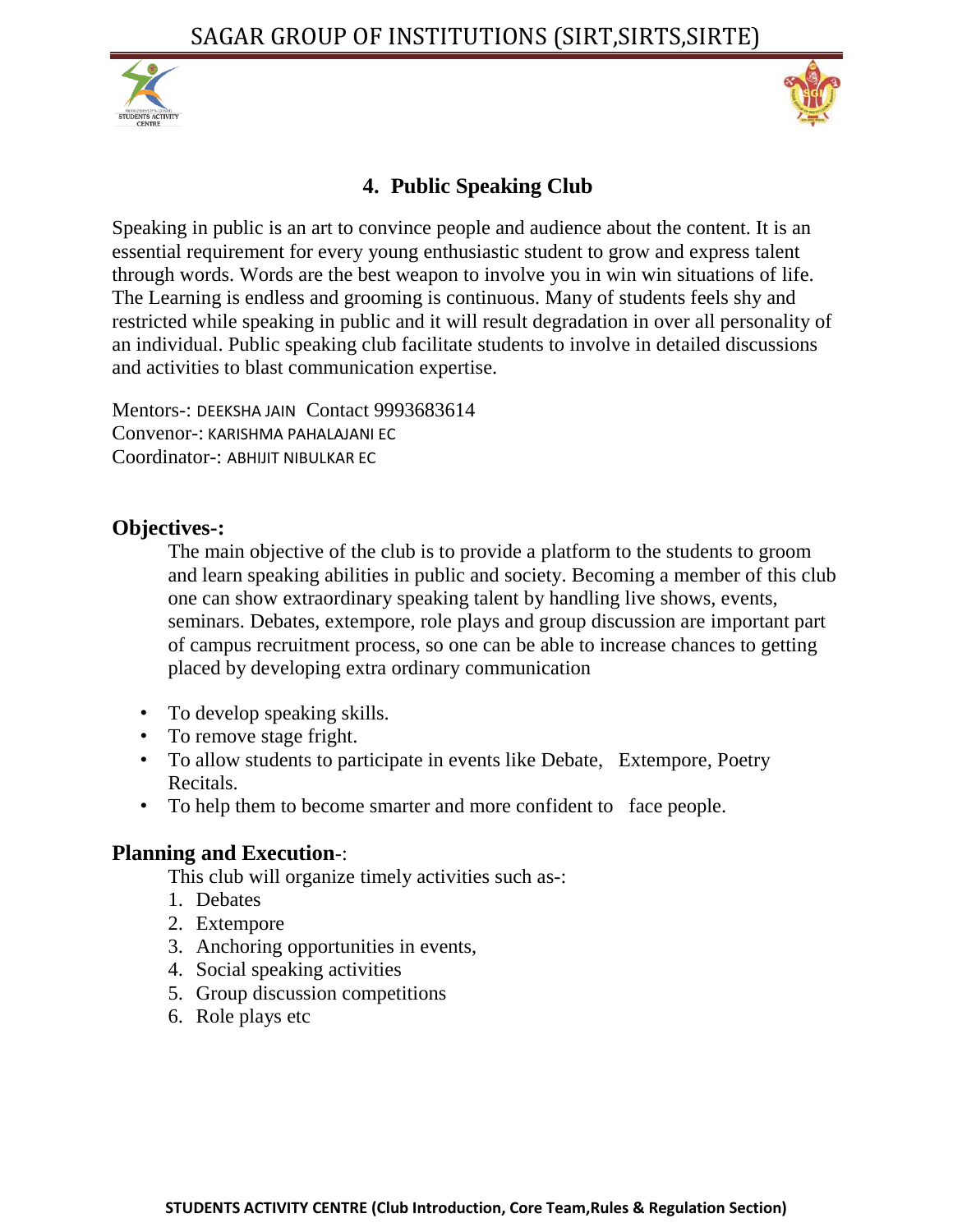## 4. Public Speaking Club

Speaking in public is an art to convince people and audience about the content. It is an essential requirement for every young enthusiastic student to grow and express talent through words. Words are the best weapon to involve you in win win situations of life. The Learning is endless and grooming is continuous. Many of students feels shy and restricted while speaking in public and it will result degradation in over all personality of an individual. Public speaking club facilitate students to involve in detailed discussions and activities to blast communication expertise.

Mentors-: DEEKSHA JAIN Contact 9993683614
Convenor-: KARISHMA PAHALAJANI EC
Coordinator-: ABHIJIT NIBULKAR EC

### Objectives-:

The main objective of the club is to provide a platform to the students to groom and learn speaking abilities in public and society. Becoming a member of this club one can show extraordinary speaking talent by handling live shows, events, seminars. Debates, extempore, role plays and group discussion are important part of campus recruitment process, so one can be able to increase chances to getting placed by developing extra ordinary communication

- To develop speaking skills.
- To remove stage fright.
- To allow students to participate in events like Debate, Extempore, Poetry Recitals.
- To help them to become smarter and more confident to face people.

### Planning and Execution-:

This club will organize timely activities such as-:

1. Debates
2. Extempore
3. Anchoring opportunities in events,
4. Social speaking activities
5. Group discussion competitions
6. Role plays etc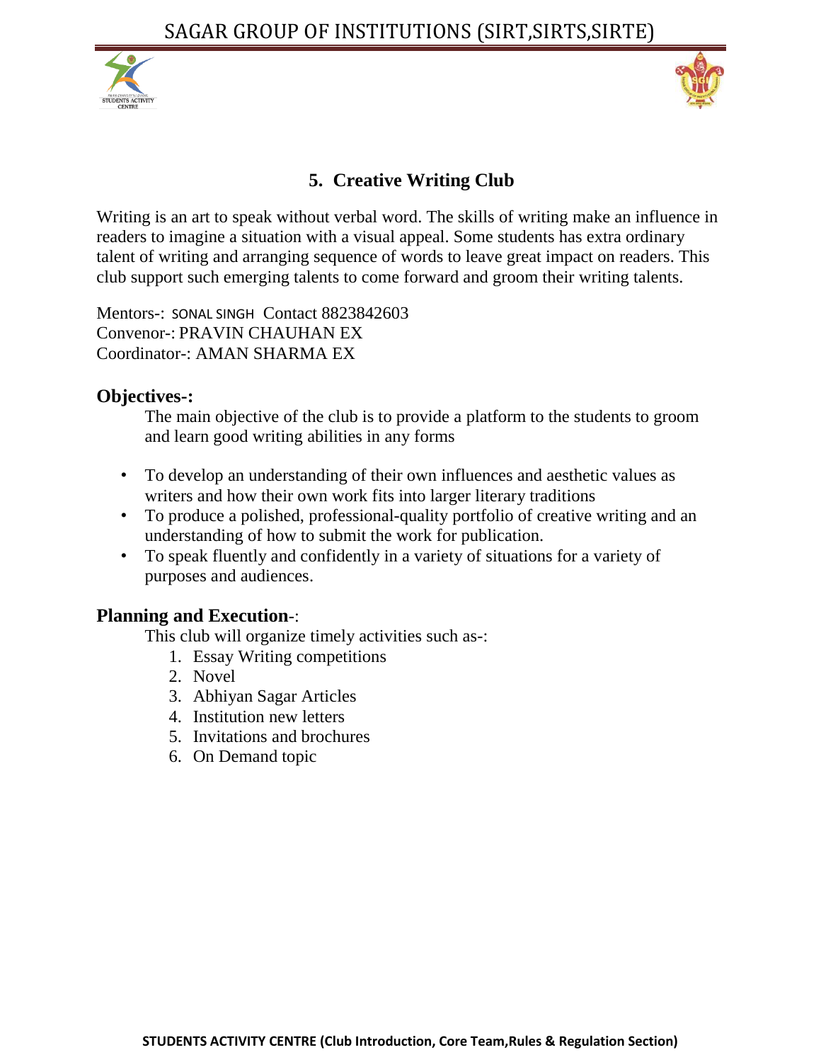## 5. Creative Writing Club

Writing is an art to speak without verbal word. The skills of writing make an influence in readers to imagine a situation with a visual appeal. Some students has extra ordinary talent of writing and arranging sequence of words to leave great impact on readers. This club support such emerging talents to come forward and groom their writing talents.

Mentors-: SONAL SINGH Contact 8823842603
Convenor-: PRAVIN CHAUHAN EX
Coordinator-: AMAN SHARMA EX

### Objectives-:

The main objective of the club is to provide a platform to the students to groom and learn good writing abilities in any forms

- To develop an understanding of their own influences and aesthetic values as writers and how their own work fits into larger literary traditions
- To produce a polished, professional-quality portfolio of creative writing and an understanding of how to submit the work for publication.
- To speak fluently and confidently in a variety of situations for a variety of purposes and audiences.

### Planning and Execution-:

This club will organize timely activities such as-:

1. Essay Writing competitions
2. Novel
3. Abhiyan Sagar Articles
4. Institution new letters
5. Invitations and brochures
6. On Demand topic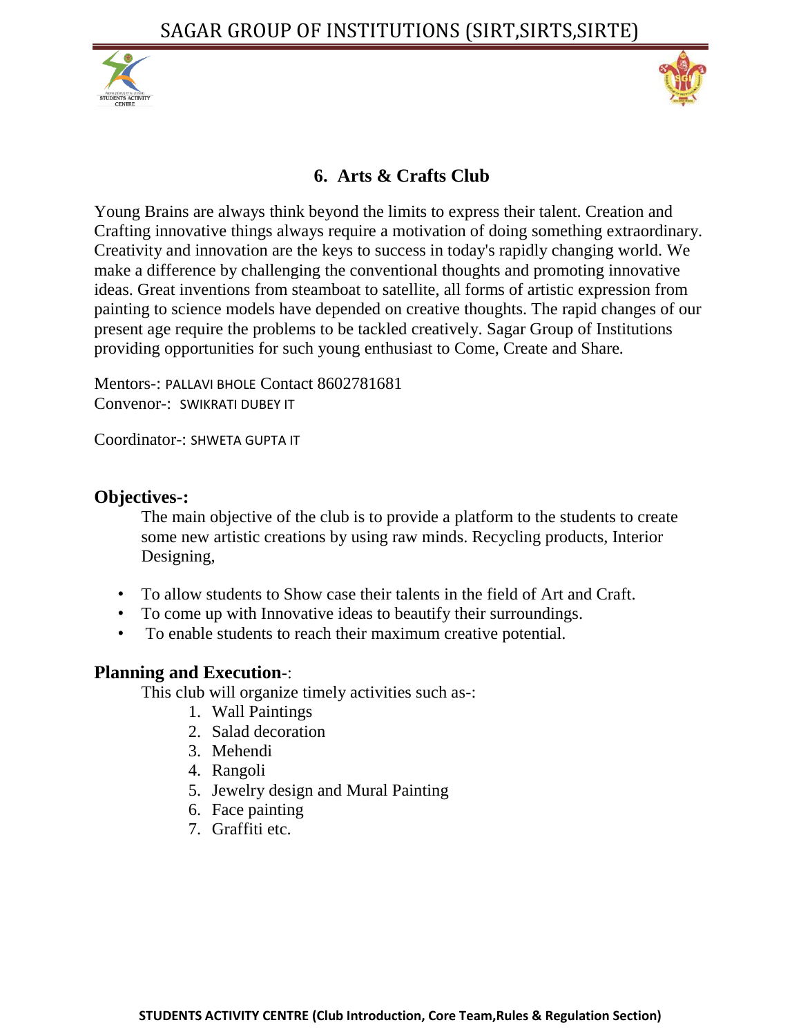## 6. Arts & Crafts Club

Young Brains are always think beyond the limits to express their talent. Creation and Crafting innovative things always require a motivation of doing something extraordinary. Creativity and innovation are the keys to success in today's rapidly changing world. We make a difference by challenging the conventional thoughts and promoting innovative ideas. Great inventions from steamboat to satellite, all forms of artistic expression from painting to science models have depended on creative thoughts. The rapid changes of our present age require the problems to be tackled creatively. Sagar Group of Institutions providing opportunities for such young enthusiast to Come, Create and Share.

Mentors-: PALLAVI BHOLE Contact 8602781681
Convenor-: SWIKRATI DUBEY IT

Coordinator-: SHWETA GUPTA IT

### Objectives-:

The main objective of the club is to provide a platform to the students to create some new artistic creations by using raw minds. Recycling products, Interior Designing,

- To allow students to Show case their talents in the field of Art and Craft.
- To come up with Innovative ideas to beautify their surroundings.
- To enable students to reach their maximum creative potential.

### Planning and Execution-:

This club will organize timely activities such as-:

1. Wall Paintings
2. Salad decoration
3. Mehendi
4. Rangoli
5. Jewelry design and Mural Painting
6. Face painting
7. Graffiti etc.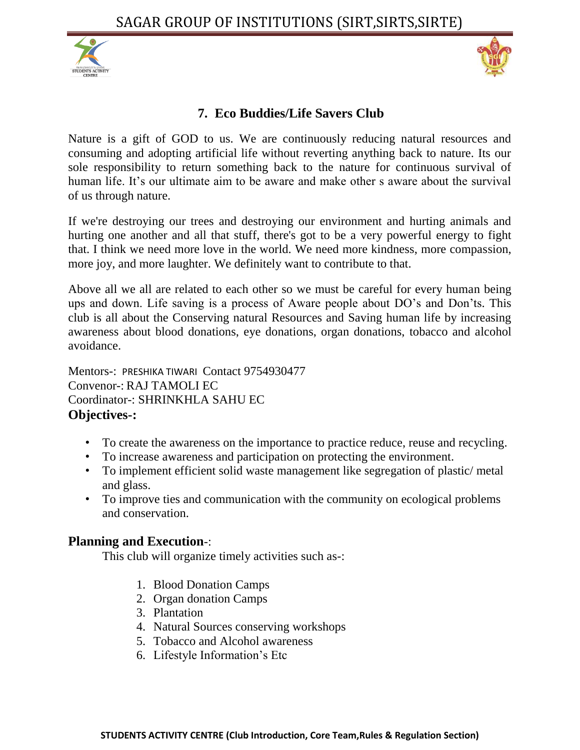## 7. Eco Buddies/Life Savers Club

Nature is a gift of GOD to us. We are continuously reducing natural resources and consuming and adopting artificial life without reverting anything back to nature. Its our sole responsibility to return something back to the nature for continuous survival of human life. It's our ultimate aim to be aware and make other s aware about the survival of us through nature.

If we're destroying our trees and destroying our environment and hurting animals and hurting one another and all that stuff, there's got to be a very powerful energy to fight that. I think we need more love in the world. We need more kindness, more compassion, more joy, and more laughter. We definitely want to contribute to that.

Above all we all are related to each other so we must be careful for every human being ups and down. Life saving is a process of Aware people about DO's and Don'ts. This club is all about the Conserving natural Resources and Saving human life by increasing awareness about blood donations, eye donations, organ donations, tobacco and alcohol avoidance.

Mentors-: PRESHIKA TIWARI Contact 9754930477
Convenor-: RAJ TAMOLI EC
Coordinator-: SHRINKHLA SAHU EC

**Objectives-:**

- To create the awareness on the importance to practice reduce, reuse and recycling.
- To increase awareness and participation on protecting the environment.
- To implement efficient solid waste management like segregation of plastic/ metal and glass.
- To improve ties and communication with the community on ecological problems and conservation.

**Planning and Execution**-:

This club will organize timely activities such as-:

1. Blood Donation Camps
2. Organ donation Camps
3. Plantation
4. Natural Sources conserving workshops
5. Tobacco and Alcohol awareness
6. Lifestyle Information's Etc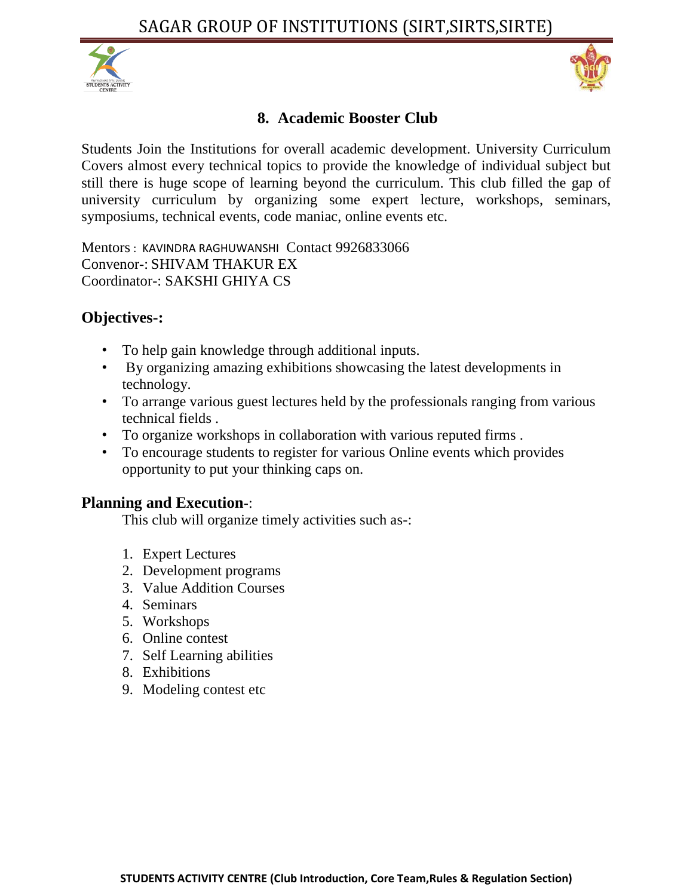## 8. Academic Booster Club

Students Join the Institutions for overall academic development. University Curriculum Covers almost every technical topics to provide the knowledge of individual subject but still there is huge scope of learning beyond the curriculum. This club filled the gap of university curriculum by organizing some expert lecture, workshops, seminars, symposiums, technical events, code maniac, online events etc.

Mentors : KAVINDRA RAGHUWANSHI Contact 9926833066
Convenor-: SHIVAM THAKUR EX
Coordinator-: SAKSHI GHIYA CS

### Objectives-:

- To help gain knowledge through additional inputs.
- By organizing amazing exhibitions showcasing the latest developments in technology.
- To arrange various guest lectures held by the professionals ranging from various technical fields .
- To organize workshops in collaboration with various reputed firms .
- To encourage students to register for various Online events which provides opportunity to put your thinking caps on.

### Planning and Execution-:

This club will organize timely activities such as-:

1. Expert Lectures
2. Development programs
3. Value Addition Courses
4. Seminars
5. Workshops
6. Online contest
7. Self Learning abilities
8. Exhibitions
9. Modeling contest etc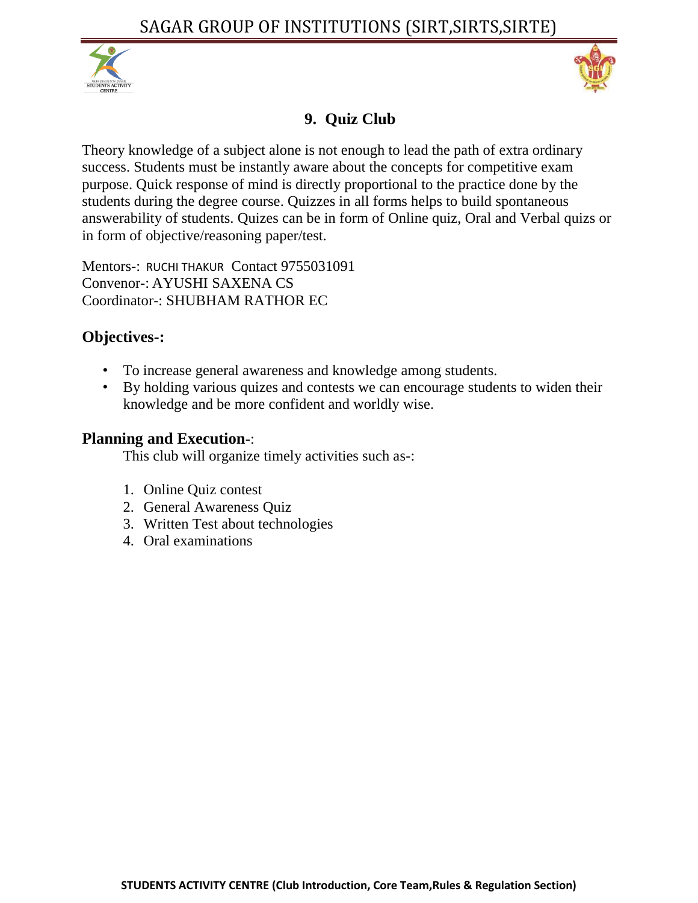## 9. Quiz Club

Theory knowledge of a subject alone is not enough to lead the path of extra ordinary success. Students must be instantly aware about the concepts for competitive exam purpose. Quick response of mind is directly proportional to the practice done by the students during the degree course. Quizzes in all forms helps to build spontaneous answerability of students. Quizes can be in form of Online quiz, Oral and Verbal quizs or in form of objective/reasoning paper/test.

Mentors-: RUCHI THAKUR Contact 9755031091
Convenor-: AYUSHI SAXENA CS
Coordinator-: SHUBHAM RATHOR EC

### Objectives-:

- To increase general awareness and knowledge among students.
- By holding various quizes and contests we can encourage students to widen their knowledge and be more confident and worldly wise.

### Planning and Execution-:

This club will organize timely activities such as-:

1. Online Quiz contest
2. General Awareness Quiz
3. Written Test about technologies
4. Oral examinations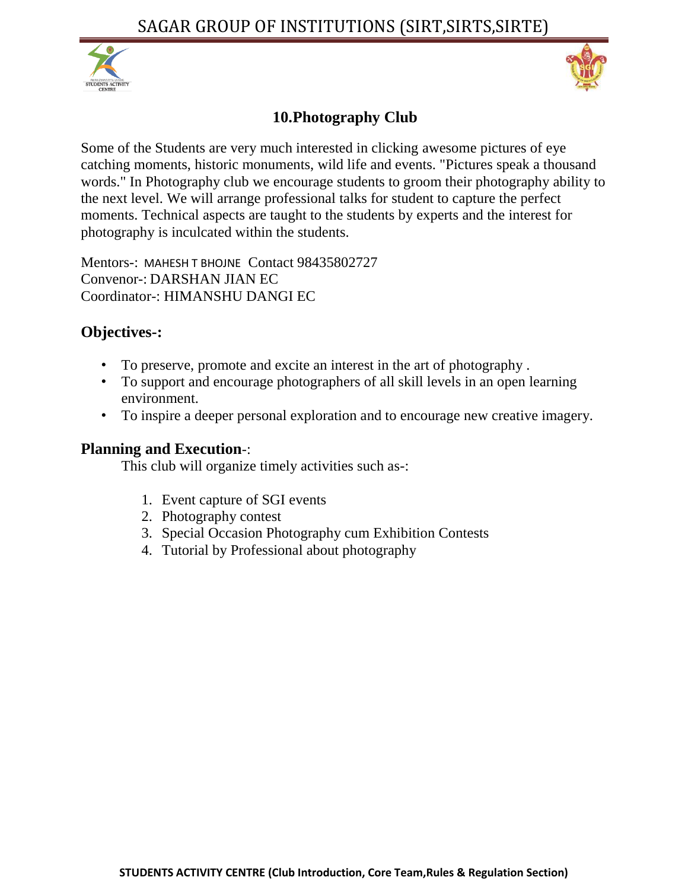## 10.Photography Club

Some of the Students are very much interested in clicking awesome pictures of eye catching moments, historic monuments, wild life and events. "Pictures speak a thousand words." In Photography club we encourage students to groom their photography ability to the next level. We will arrange professional talks for student to capture the perfect moments. Technical aspects are taught to the students by experts and the interest for photography is inculcated within the students.

Mentors-: MAHESH T BHOJNE Contact 98435802727
Convenor-: DARSHAN JIAN EC
Coordinator-: HIMANSHU DANGI EC

### Objectives-:

- To preserve, promote and excite an interest in the art of photography .
- To support and encourage photographers of all skill levels in an open learning environment.
- To inspire a deeper personal exploration and to encourage new creative imagery.

### Planning and Execution-:

This club will organize timely activities such as-:

1. Event capture of SGI events
2. Photography contest
3. Special Occasion Photography cum Exhibition Contests
4. Tutorial by Professional about photography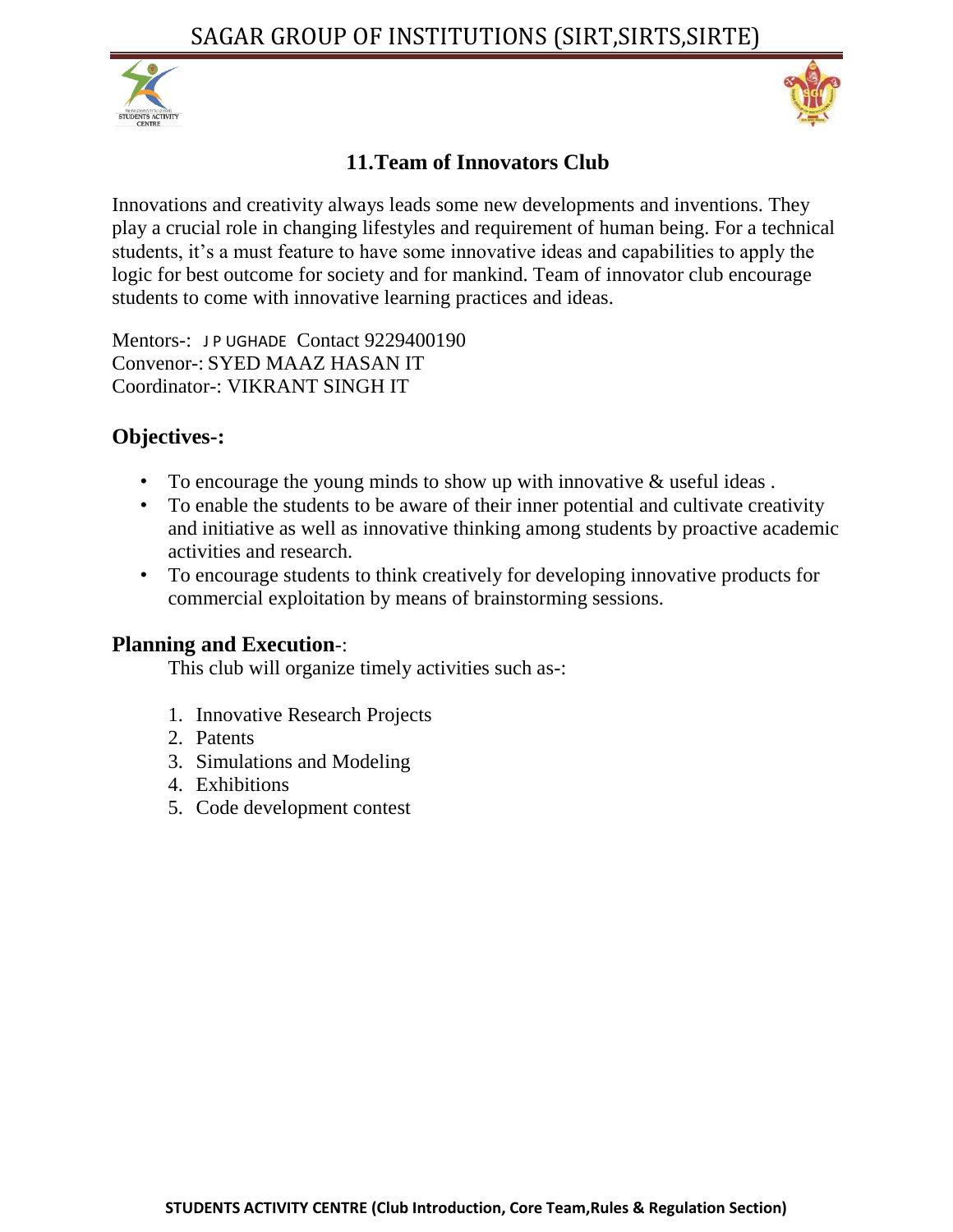## 11.Team of Innovators Club

Innovations and creativity always leads some new developments and inventions. They play a crucial role in changing lifestyles and requirement of human being. For a technical students, it's a must feature to have some innovative ideas and capabilities to apply the logic for best outcome for society and for mankind. Team of innovator club encourage students to come with innovative learning practices and ideas.

Mentors-: J P UGHADE Contact 9229400190
Convenor-: SYED MAAZ HASAN IT
Coordinator-: VIKRANT SINGH IT

### Objectives-:

- To encourage the young minds to show up with innovative & useful ideas .
- To enable the students to be aware of their inner potential and cultivate creativity and initiative as well as innovative thinking among students by proactive academic activities and research.
- To encourage students to think creatively for developing innovative products for commercial exploitation by means of brainstorming sessions.

### Planning and Execution-:

This club will organize timely activities such as-:

1. Innovative Research Projects
2. Patents
3. Simulations and Modeling
4. Exhibitions
5. Code development contest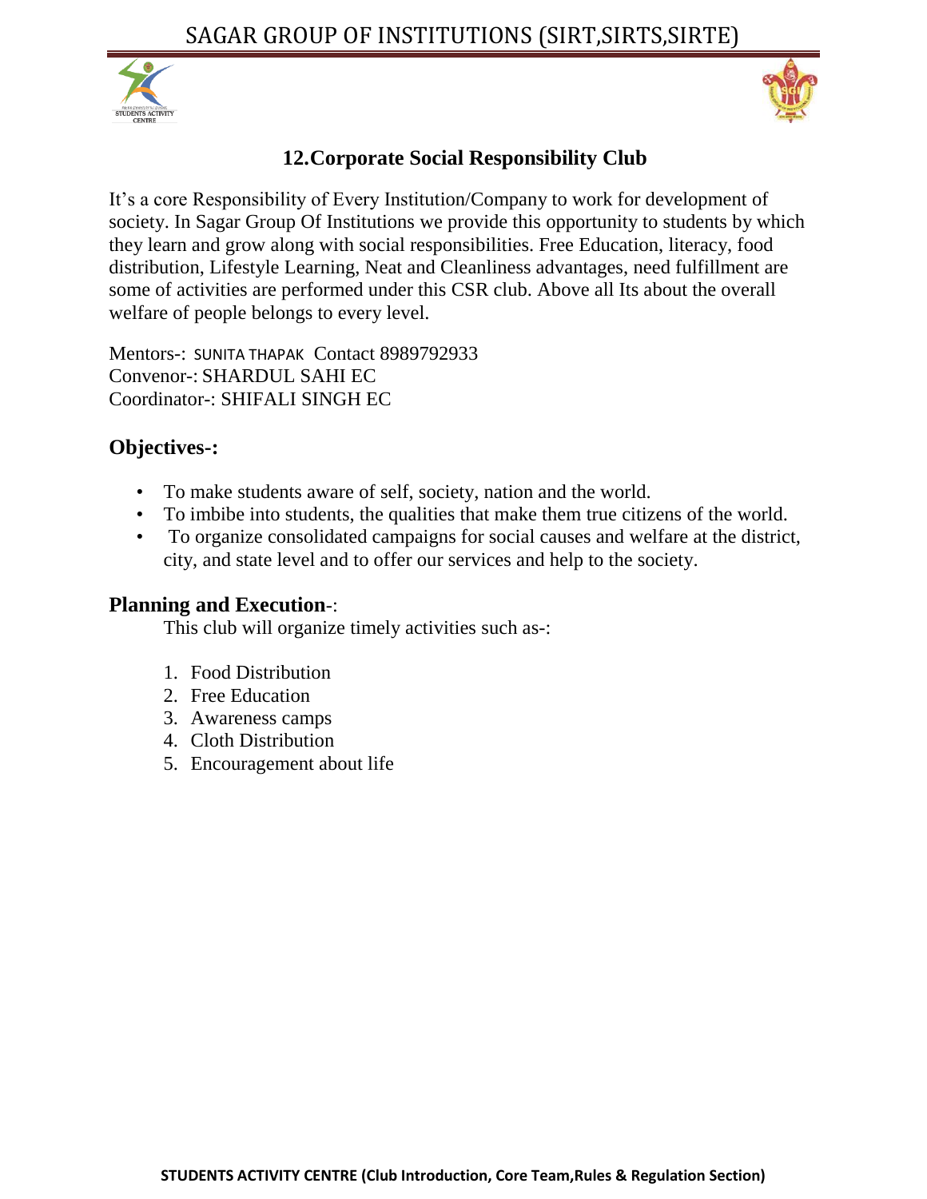## 12.Corporate Social Responsibility Club

It's a core Responsibility of Every Institution/Company to work for development of society. In Sagar Group Of Institutions we provide this opportunity to students by which they learn and grow along with social responsibilities. Free Education, literacy, food distribution, Lifestyle Learning, Neat and Cleanliness advantages, need fulfillment are some of activities are performed under this CSR club. Above all Its about the overall welfare of people belongs to every level.

Mentors-: SUNITA THAPAK Contact 8989792933
Convenor-: SHARDUL SAHI EC
Coordinator-: SHIFALI SINGH EC

### Objectives-:

- To make students aware of self, society, nation and the world.
- To imbibe into students, the qualities that make them true citizens of the world.
- To organize consolidated campaigns for social causes and welfare at the district, city, and state level and to offer our services and help to the society.

### Planning and Execution-:

This club will organize timely activities such as-:

1. Food Distribution
2. Free Education
3. Awareness camps
4. Cloth Distribution
5. Encouragement about life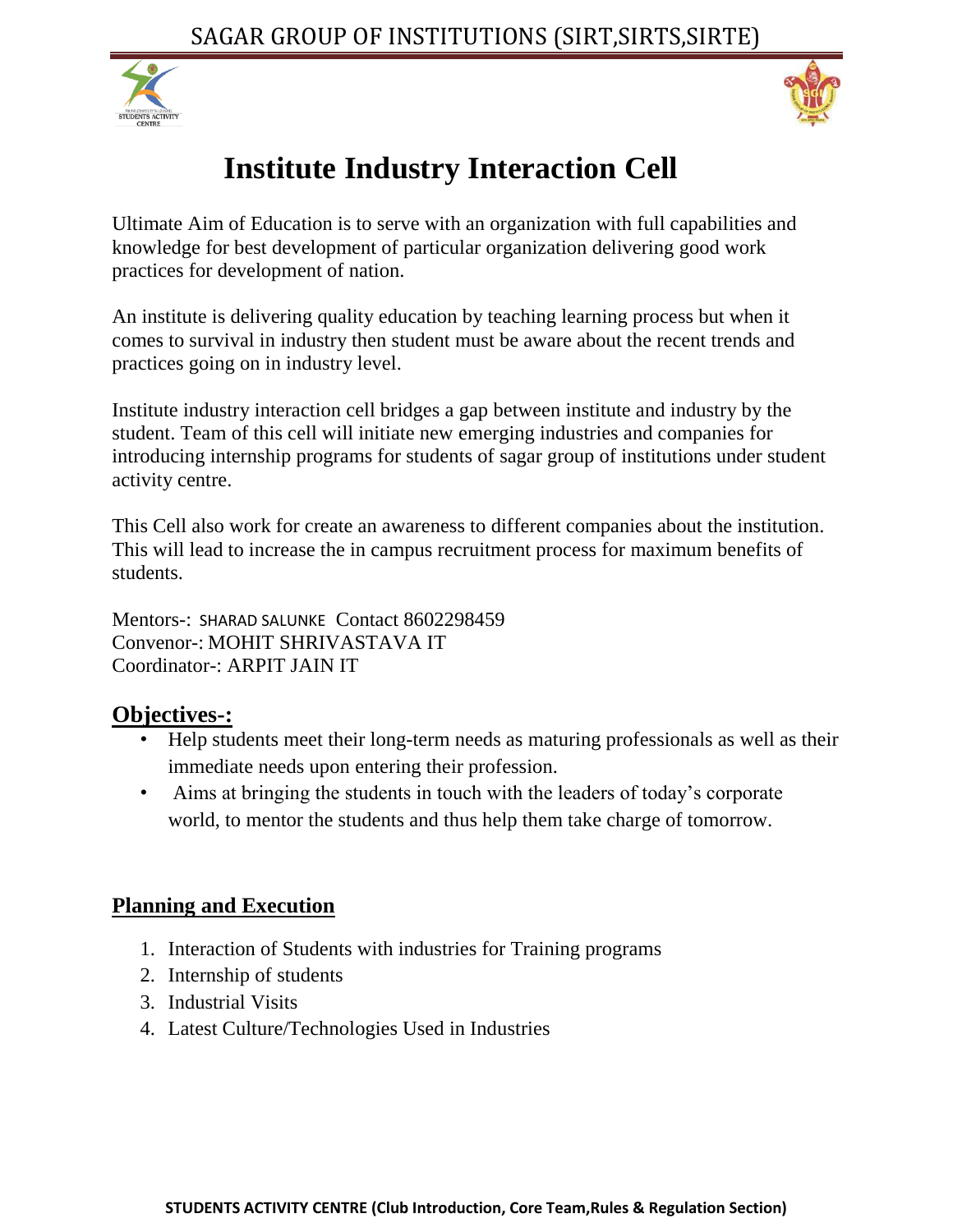# Institute Industry Interaction Cell

Ultimate Aim of Education is to serve with an organization with full capabilities and knowledge for best development of particular organization delivering good work practices for development of nation.

An institute is delivering quality education by teaching learning process but when it comes to survival in industry then student must be aware about the recent trends and practices going on in industry level.

Institute industry interaction cell bridges a gap between institute and industry by the student. Team of this cell will initiate new emerging industries and companies for introducing internship programs for students of sagar group of institutions under student activity centre.

This Cell also work for create an awareness to different companies about the institution. This will lead to increase the in campus recruitment process for maximum benefits of students.

Mentors-: SHARAD SALUNKE Contact 8602298459
Convenor-: MOHIT SHRIVASTAVA IT
Coordinator-: ARPIT JAIN IT

## Objectives-:

- Help students meet their long-term needs as maturing professionals as well as their immediate needs upon entering their profession.
- Aims at bringing the students in touch with the leaders of today's corporate world, to mentor the students and thus help them take charge of tomorrow.

## Planning and Execution

1. Interaction of Students with industries for Training programs
2. Internship of students
3. Industrial Visits
4. Latest Culture/Technologies Used in Industries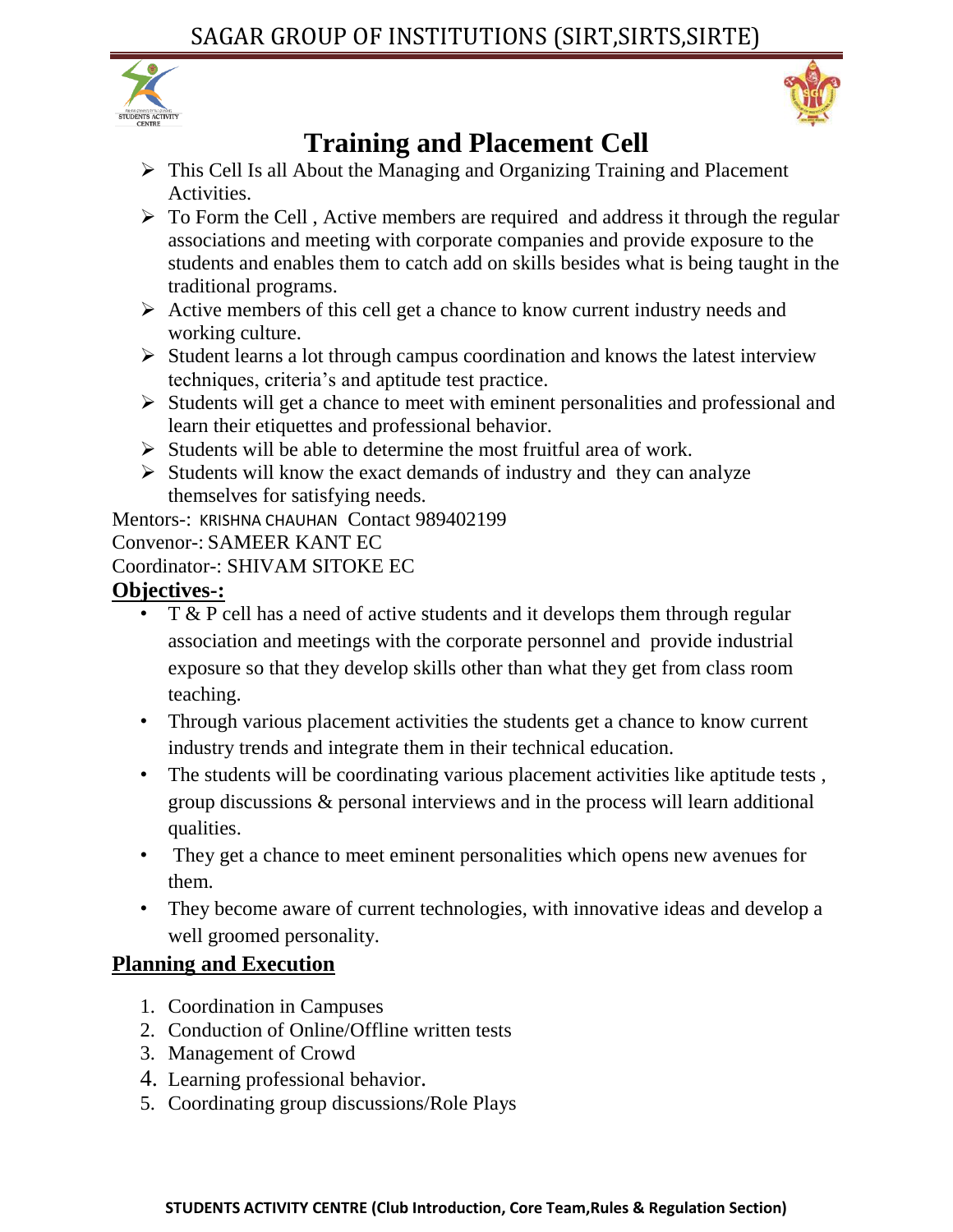# Training and Placement Cell

- This Cell Is all About the Managing and Organizing Training and Placement Activities.
- To Form the Cell , Active members are required and address it through the regular associations and meeting with corporate companies and provide exposure to the students and enables them to catch add on skills besides what is being taught in the traditional programs.
- Active members of this cell get a chance to know current industry needs and working culture.
- Student learns a lot through campus coordination and knows the latest interview techniques, criteria's and aptitude test practice.
- Students will get a chance to meet with eminent personalities and professional and learn their etiquettes and professional behavior.
- Students will be able to determine the most fruitful area of work.
- Students will know the exact demands of industry and they can analyze themselves for satisfying needs.

Mentors-: KRISHNA CHAUHAN Contact 989402199

Convenor-: SAMEER KANT EC

Coordinator-: SHIVAM SITOKE EC

## Objectives-:

- T & P cell has a need of active students and it develops them through regular association and meetings with the corporate personnel and provide industrial exposure so that they develop skills other than what they get from class room teaching.
- Through various placement activities the students get a chance to know current industry trends and integrate them in their technical education.
- The students will be coordinating various placement activities like aptitude tests , group discussions & personal interviews and in the process will learn additional qualities.
- They get a chance to meet eminent personalities which opens new avenues for them.
- They become aware of current technologies, with innovative ideas and develop a well groomed personality.

## Planning and Execution

1. Coordination in Campuses
2. Conduction of Online/Offline written tests
3. Management of Crowd
4. Learning professional behavior.
5. Coordinating group discussions/Role Plays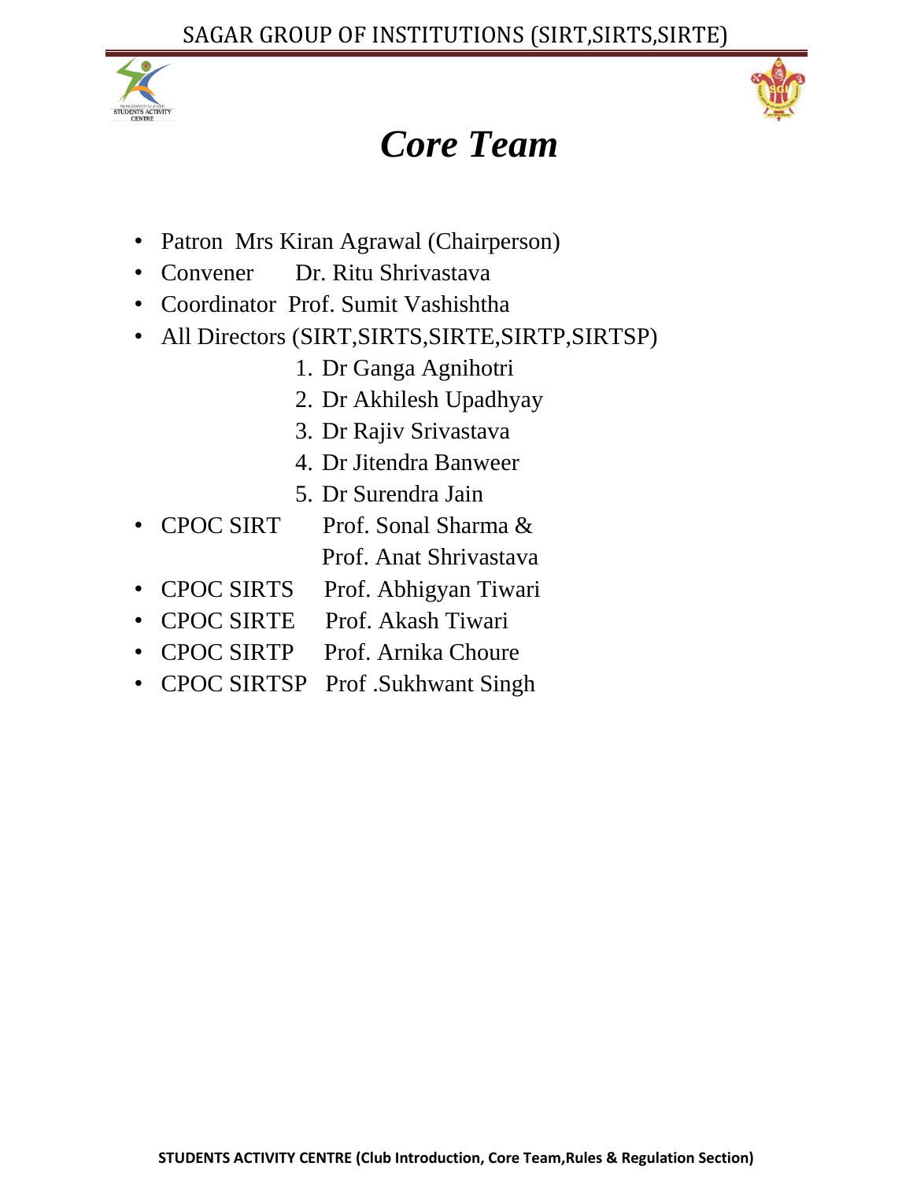# *Core Team*

- Patron Mrs Kiran Agrawal (Chairperson)
- Convener Dr. Ritu Shrivastava
- Coordinator Prof. Sumit Vashishtha
- All Directors (SIRT,SIRTS,SIRTE,SIRTP,SIRTSP)
  1. Dr Ganga Agnihotri
  2. Dr Akhilesh Upadhyay
  3. Dr Rajiv Srivastava
  4. Dr Jitendra Banweer
  5. Dr Surendra Jain
- CPOC SIRT Prof. Sonal Sharma & Prof. Anat Shrivastava
- CPOC SIRTS Prof. Abhigyan Tiwari
- CPOC SIRTE Prof. Akash Tiwari
- CPOC SIRTP Prof. Arnika Choure
- CPOC SIRTSP Prof .Sukhwant Singh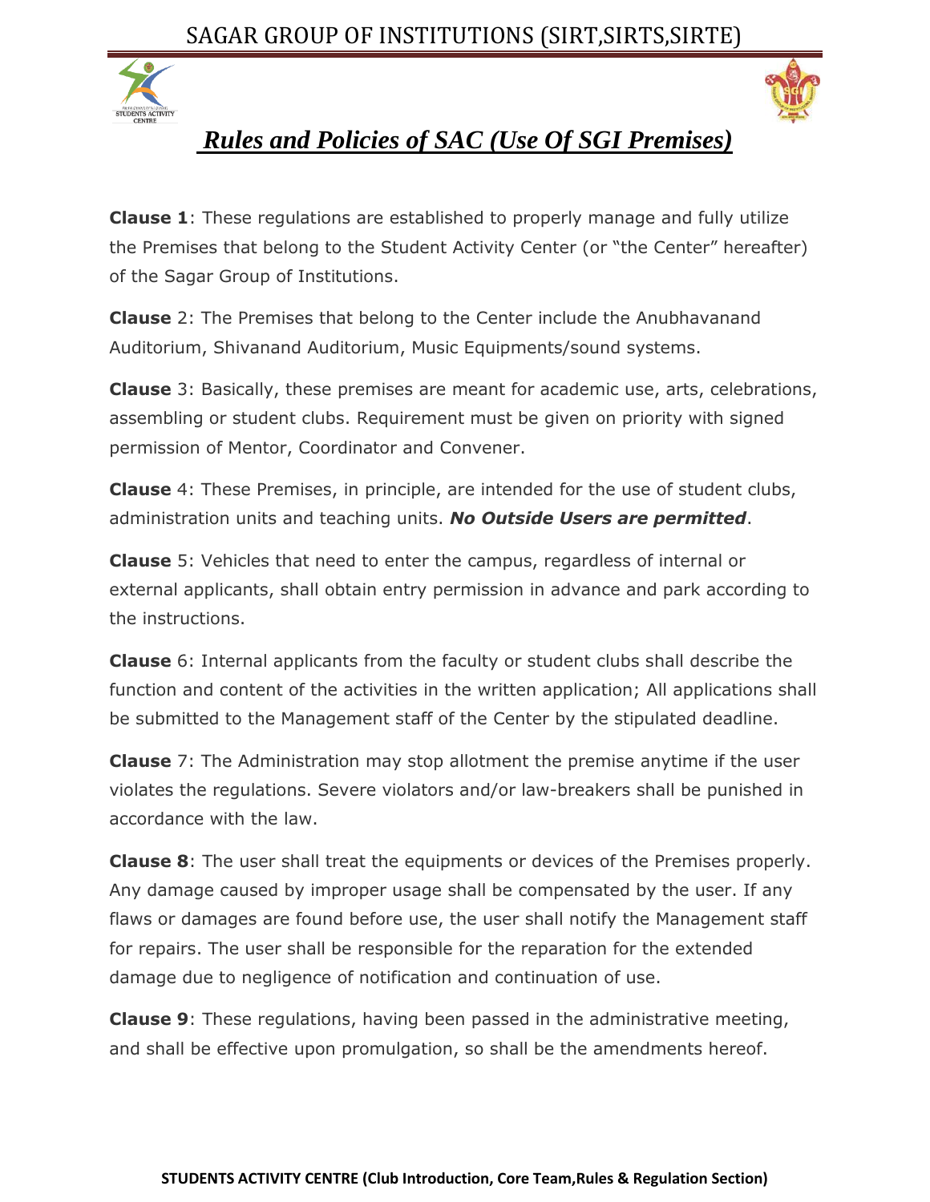# *Rules and Policies of SAC (Use Of SGI Premises)*

**Clause 1**: These regulations are established to properly manage and fully utilize the Premises that belong to the Student Activity Center (or "the Center" hereafter) of the Sagar Group of Institutions.

**Clause** 2: The Premises that belong to the Center include the Anubhavanand Auditorium, Shivanand Auditorium, Music Equipments/sound systems.

**Clause** 3: Basically, these premises are meant for academic use, arts, celebrations, assembling or student clubs. Requirement must be given on priority with signed permission of Mentor, Coordinator and Convener.

**Clause** 4: These Premises, in principle, are intended for the use of student clubs, administration units and teaching units. ***No Outside Users are permitted***.

**Clause** 5: Vehicles that need to enter the campus, regardless of internal or external applicants, shall obtain entry permission in advance and park according to the instructions.

**Clause** 6: Internal applicants from the faculty or student clubs shall describe the function and content of the activities in the written application; All applications shall be submitted to the Management staff of the Center by the stipulated deadline.

**Clause** 7: The Administration may stop allotment the premise anytime if the user violates the regulations. Severe violators and/or law-breakers shall be punished in accordance with the law.

**Clause 8**: The user shall treat the equipments or devices of the Premises properly. Any damage caused by improper usage shall be compensated by the user. If any flaws or damages are found before use, the user shall notify the Management staff for repairs. The user shall be responsible for the reparation for the extended damage due to negligence of notification and continuation of use.

**Clause 9**: These regulations, having been passed in the administrative meeting, and shall be effective upon promulgation, so shall be the amendments hereof.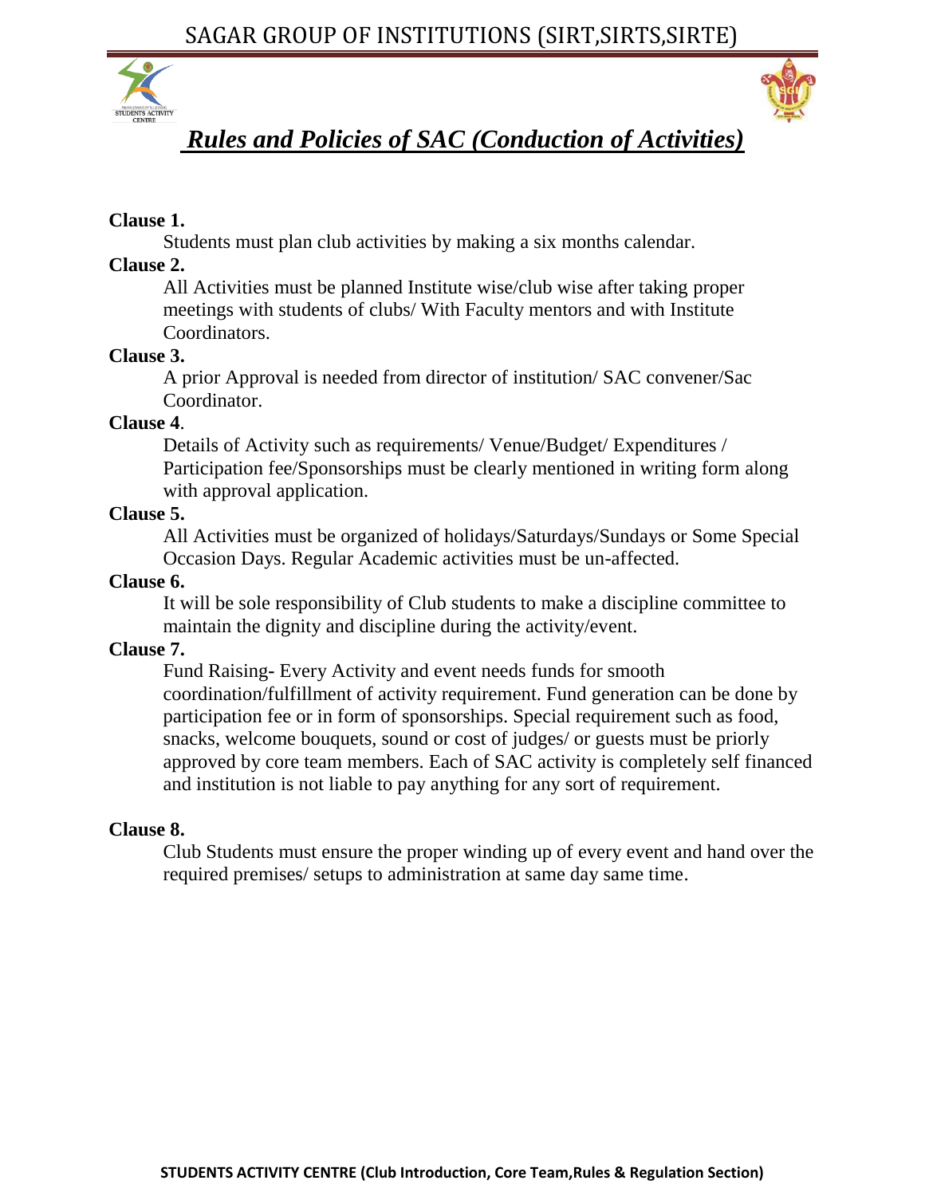# *Rules and Policies of SAC (Conduction of Activities)*

**Clause 1.**

Students must plan club activities by making a six months calendar.

**Clause 2.**

All Activities must be planned Institute wise/club wise after taking proper meetings with students of clubs/ With Faculty mentors and with Institute Coordinators.

**Clause 3.**

A prior Approval is needed from director of institution/ SAC convener/Sac Coordinator.

**Clause 4**.

Details of Activity such as requirements/ Venue/Budget/ Expenditures / Participation fee/Sponsorships must be clearly mentioned in writing form along with approval application.

**Clause 5.**

All Activities must be organized of holidays/Saturdays/Sundays or Some Special Occasion Days. Regular Academic activities must be un-affected.

**Clause 6.**

It will be sole responsibility of Club students to make a discipline committee to maintain the dignity and discipline during the activity/event.

**Clause 7.**

Fund Raising**-** Every Activity and event needs funds for smooth coordination/fulfillment of activity requirement. Fund generation can be done by participation fee or in form of sponsorships. Special requirement such as food, snacks, welcome bouquets, sound or cost of judges/ or guests must be priorly approved by core team members. Each of SAC activity is completely self financed and institution is not liable to pay anything for any sort of requirement.

**Clause 8.**

Club Students must ensure the proper winding up of every event and hand over the required premises/ setups to administration at same day same time.